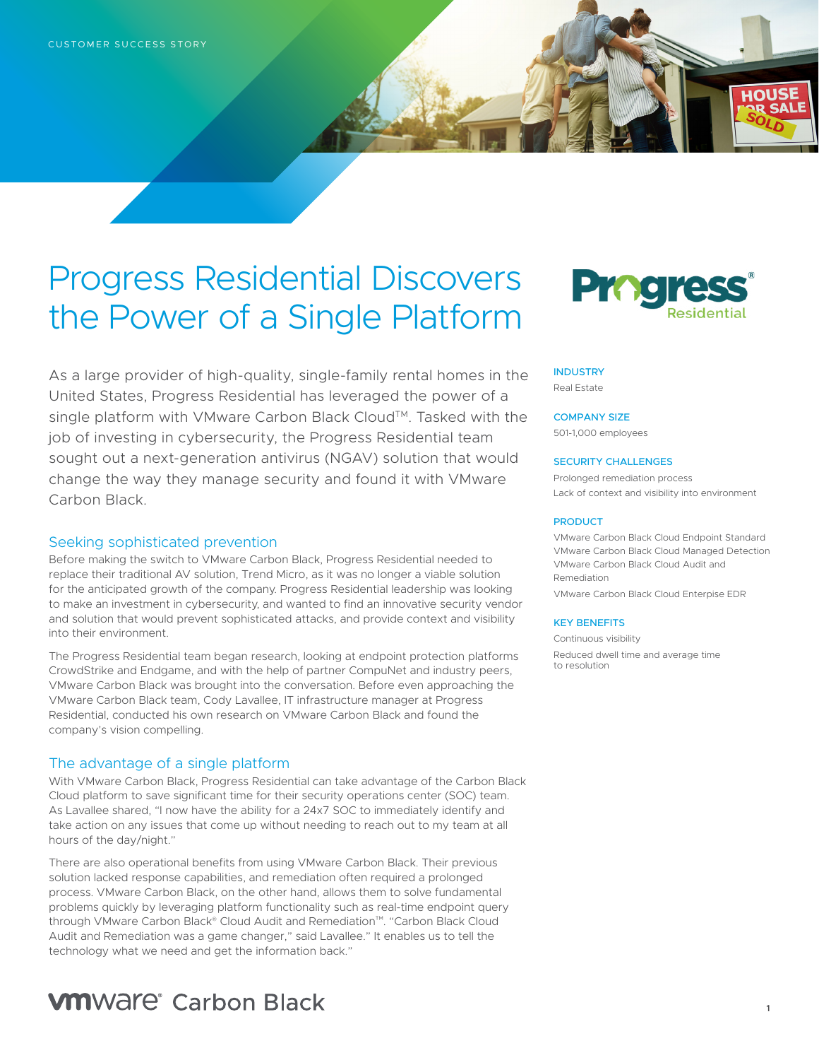CUSTOMER SUCCESS STORY

# Progress Residential Discovers the Power of a Single Platform

As a large provider of high-quality, single-family rental homes in the United States, Progress Residential has leveraged the power of a single platform with VMware Carbon Black Cloud™. Tasked with the job of investing in cybersecurity, the Progress Residential team sought out a next-generation antivirus (NGAV) solution that would change the way they manage security and found it with VMware Carbon Black.

**INDUSTRY**

Real Estate

**COMPANY SIZE**

501-1,000 employees

**SECURITY CHALLENGES**

Prolonged remediation process

Lack of context and visibility into environment

**PRODUCT**

VMware Carbon Black Cloud Endpoint Standard

VMware Carbon Black Cloud Managed Detection

VMware Carbon Black Cloud Audit and Remediation

VMware Carbon Black Cloud Enterpise EDR

**KEY BENEFITS**

Continuous visibility

Reduced dwell time and average time to resolution

## Seeking sophisticated prevention

Before making the switch to VMware Carbon Black, Progress Residential needed to replace their traditional AV solution, Trend Micro, as it was no longer a viable solution for the anticipated growth of the company. Progress Residential leadership was looking to make an investment in cybersecurity, and wanted to find an innovative security vendor and solution that would prevent sophisticated attacks, and provide context and visibility into their environment.

The Progress Residential team began research, looking at endpoint protection platforms CrowdStrike and Endgame, and with the help of partner CompuNet and industry peers, VMware Carbon Black was brought into the conversation. Before even approaching the VMware Carbon Black team, Cody Lavallee, IT infrastructure manager at Progress Residential, conducted his own research on VMware Carbon Black and found the company's vision compelling.

## The advantage of a single platform

With VMware Carbon Black, Progress Residential can take advantage of the Carbon Black Cloud platform to save significant time for their security operations center (SOC) team. As Lavallee shared, "I now have the ability for a 24x7 SOC to immediately identify and take action on any issues that come up without needing to reach out to my team at all hours of the day/night."

There are also operational benefits from using VMware Carbon Black. Their previous solution lacked response capabilities, and remediation often required a prolonged process. VMware Carbon Black, on the other hand, allows them to solve fundamental problems quickly by leveraging platform functionality such as real-time endpoint query through VMware Carbon Black® Cloud Audit and Remediation™. "Carbon Black Cloud Audit and Remediation was a game changer," said Lavallee." It enables us to tell the technology what we need and get the information back."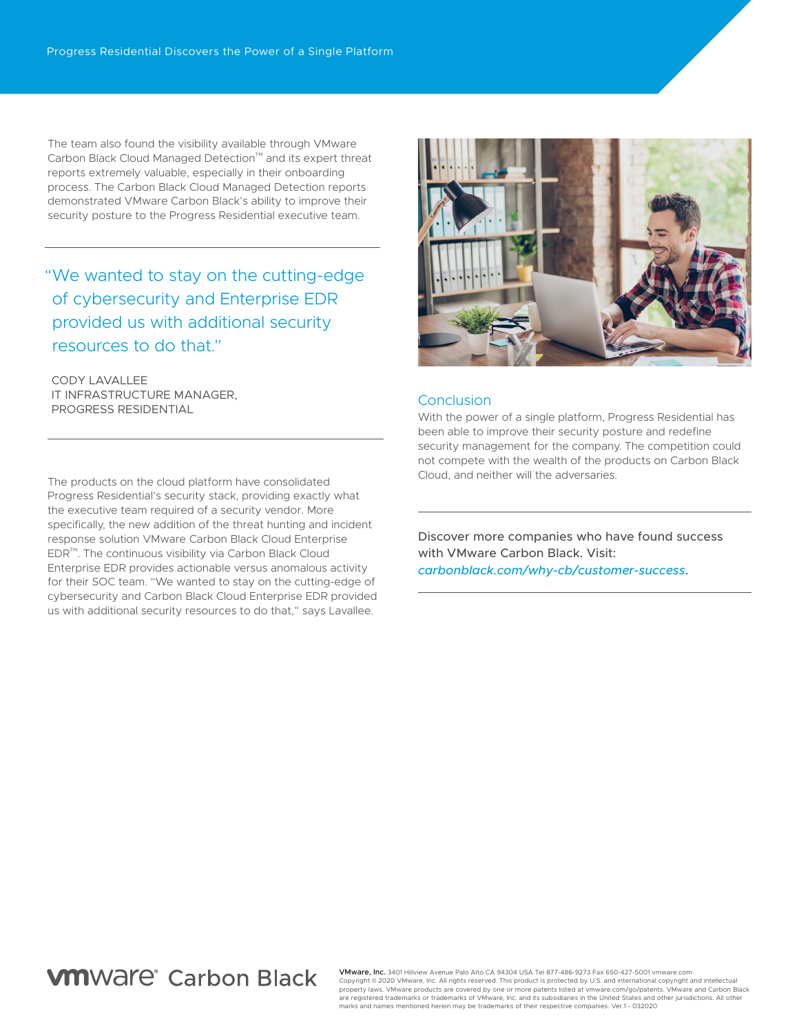The team also found the visibility available through VMware Carbon Black Cloud Managed Detection™ and its expert threat reports extremely valuable, especially in their onboarding process. The Carbon Black Cloud Managed Detection reports demonstrated VMware Carbon Black's ability to improve their security posture to the Progress Residential executive team.

> "We wanted to stay on the cutting-edge of cybersecurity and Enterprise EDR provided us with additional security resources to do that."
>
> CODY LAVALLEE
> IT INFRASTRUCTURE MANAGER,
> PROGRESS RESIDENTIAL

The products on the cloud platform have consolidated Progress Residential's security stack, providing exactly what the executive team required of a security vendor. More specifically, the new addition of the threat hunting and incident response solution VMware Carbon Black Cloud Enterprise EDR™. The continuous visibility via Carbon Black Cloud Enterprise EDR provides actionable versus anomalous activity for their SOC team. "We wanted to stay on the cutting-edge of cybersecurity and Carbon Black Cloud Enterprise EDR provided us with additional security resources to do that," says Lavallee.

## Conclusion

With the power of a single platform, Progress Residential has been able to improve their security posture and redefine security management for the company. The competition could not compete with the wealth of the products on Carbon Black Cloud, and neither will the adversaries.

Discover more companies who have found success with VMware Carbon Black. Visit: *carbonblack.com/why-cb/customer-success*.

vmware® Carbon Black

**VMware, Inc.** 3401 Hillview Avenue Palo Alto CA 94304 USA Tel 877-486-9273 Fax 650-427-5001 vmware.com
Copyright © 2020 VMware, Inc. All rights reserved. This product is protected by U.S. and international copyright and intellectual property laws. VMware products are covered by one or more patents listed at vmware.com/go/patents. VMware and Carbon Black are registered trademarks or trademarks of VMware, Inc. and its subsidiaries in the United States and other jurisdictions. All other marks and names mentioned herein may be trademarks of their respective companies. Ver.1 - 032020